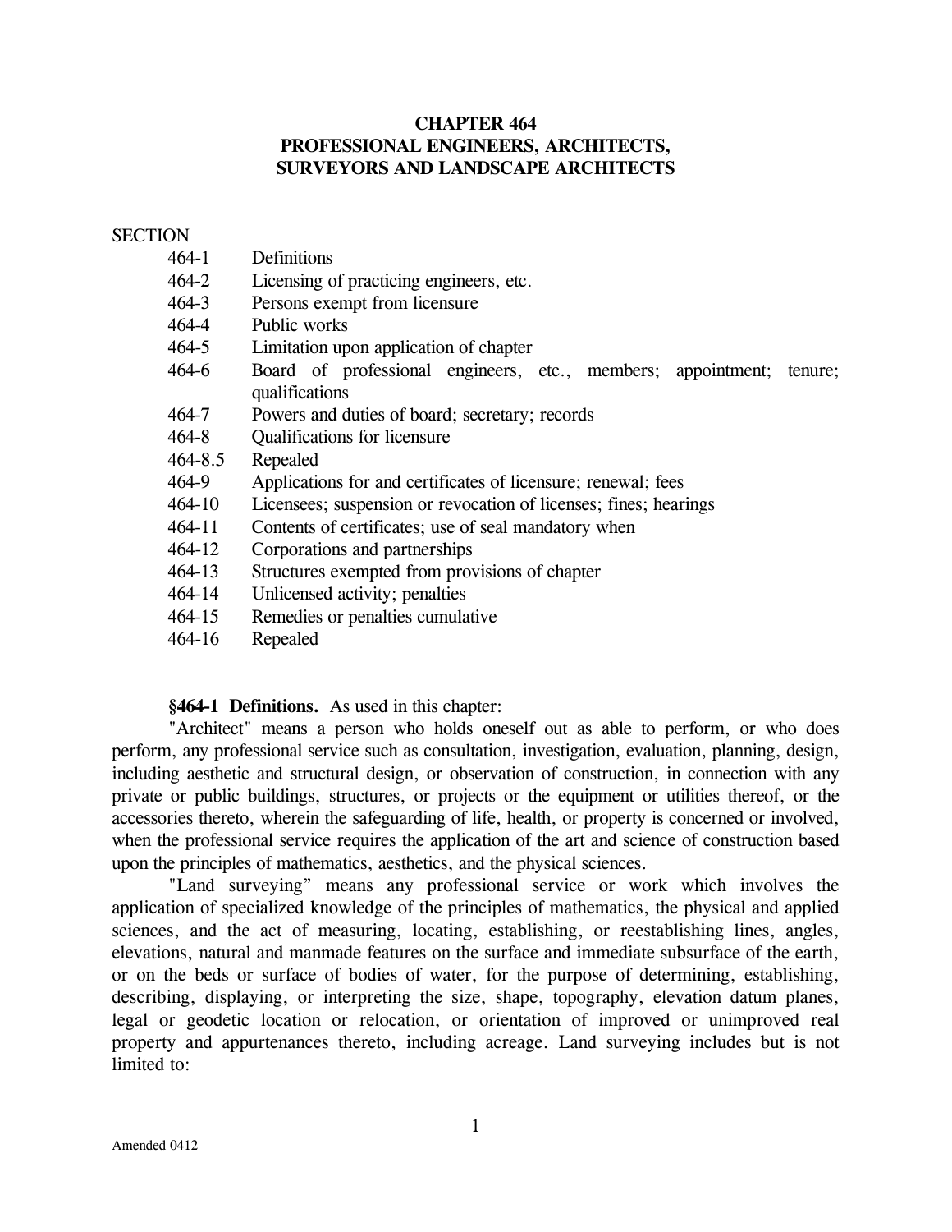# CHAPTER 464
# PROFESSIONAL ENGINEERS, ARCHITECTS, SURVEYORS AND LANDSCAPE ARCHITECTS

SECTION

| | |
|---|---|
| 464-1 | Definitions |
| 464-2 | Licensing of practicing engineers, etc. |
| 464-3 | Persons exempt from licensure |
| 464-4 | Public works |
| 464-5 | Limitation upon application of chapter |
| 464-6 | Board of professional engineers, etc., members; appointment; tenure; qualifications |
| 464-7 | Powers and duties of board; secretary; records |
| 464-8 | Qualifications for licensure |
| 464-8.5 | Repealed |
| 464-9 | Applications for and certificates of licensure; renewal; fees |
| 464-10 | Licensees; suspension or revocation of licenses; fines; hearings |
| 464-11 | Contents of certificates; use of seal mandatory when |
| 464-12 | Corporations and partnerships |
| 464-13 | Structures exempted from provisions of chapter |
| 464-14 | Unlicensed activity; penalties |
| 464-15 | Remedies or penalties cumulative |
| 464-16 | Repealed |

**§464-1 Definitions.** As used in this chapter:

"Architect" means a person who holds oneself out as able to perform, or who does perform, any professional service such as consultation, investigation, evaluation, planning, design, including aesthetic and structural design, or observation of construction, in connection with any private or public buildings, structures, or projects or the equipment or utilities thereof, or the accessories thereto, wherein the safeguarding of life, health, or property is concerned or involved, when the professional service requires the application of the art and science of construction based upon the principles of mathematics, aesthetics, and the physical sciences.

"Land surveying" means any professional service or work which involves the application of specialized knowledge of the principles of mathematics, the physical and applied sciences, and the act of measuring, locating, establishing, or reestablishing lines, angles, elevations, natural and manmade features on the surface and immediate subsurface of the earth, or on the beds or surface of bodies of water, for the purpose of determining, establishing, describing, displaying, or interpreting the size, shape, topography, elevation datum planes, legal or geodetic location or relocation, or orientation of improved or unimproved real property and appurtenances thereto, including acreage. Land surveying includes but is not limited to: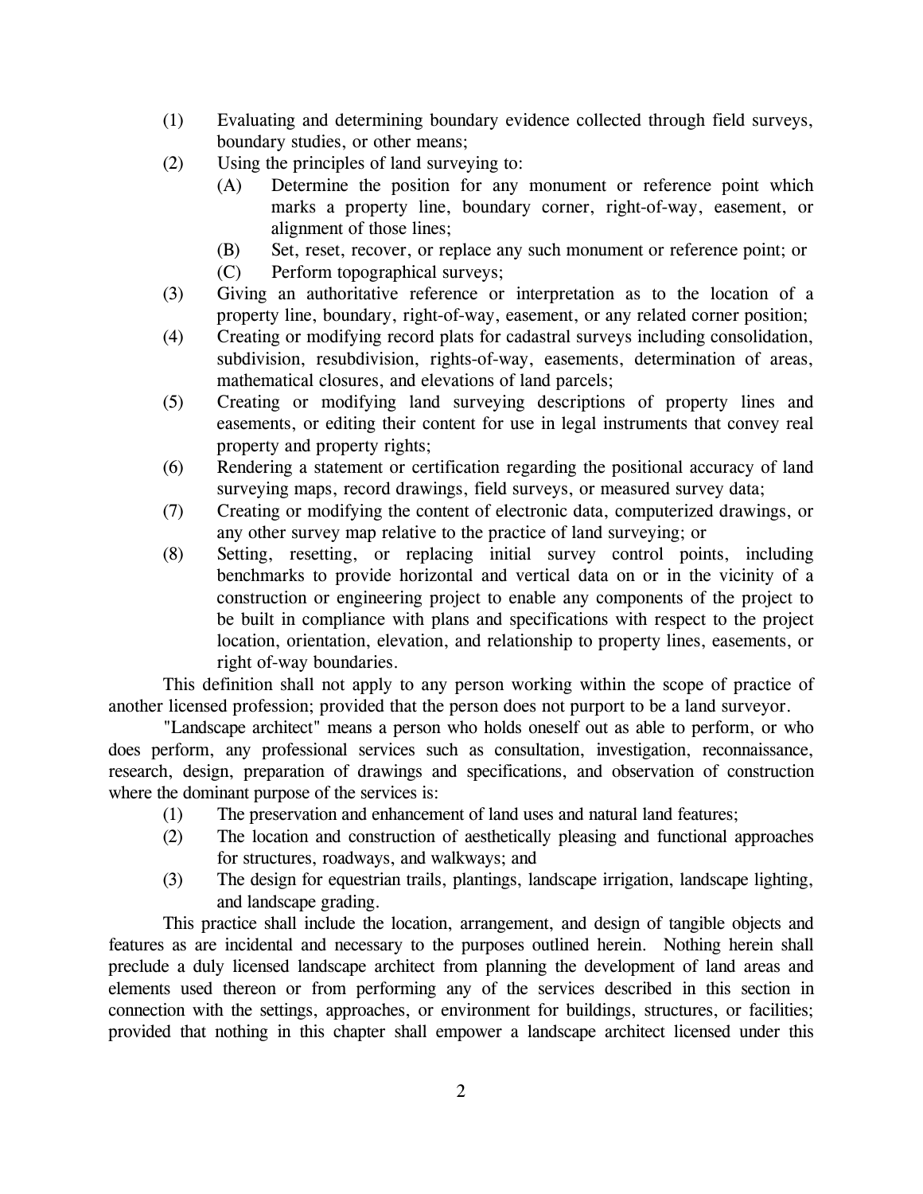(1) Evaluating and determining boundary evidence collected through field surveys, boundary studies, or other means;

(2) Using the principles of land surveying to:

   (A) Determine the position for any monument or reference point which marks a property line, boundary corner, right-of-way, easement, or alignment of those lines;

   (B) Set, reset, recover, or replace any such monument or reference point; or

   (C) Perform topographical surveys;

(3) Giving an authoritative reference or interpretation as to the location of a property line, boundary, right-of-way, easement, or any related corner position;

(4) Creating or modifying record plats for cadastral surveys including consolidation, subdivision, resubdivision, rights-of-way, easements, determination of areas, mathematical closures, and elevations of land parcels;

(5) Creating or modifying land surveying descriptions of property lines and easements, or editing their content for use in legal instruments that convey real property and property rights;

(6) Rendering a statement or certification regarding the positional accuracy of land surveying maps, record drawings, field surveys, or measured survey data;

(7) Creating or modifying the content of electronic data, computerized drawings, or any other survey map relative to the practice of land surveying; or

(8) Setting, resetting, or replacing initial survey control points, including benchmarks to provide horizontal and vertical data on or in the vicinity of a construction or engineering project to enable any components of the project to be built in compliance with plans and specifications with respect to the project location, orientation, elevation, and relationship to property lines, easements, or right of-way boundaries.

This definition shall not apply to any person working within the scope of practice of another licensed profession; provided that the person does not purport to be a land surveyor.

"Landscape architect" means a person who holds oneself out as able to perform, or who does perform, any professional services such as consultation, investigation, reconnaissance, research, design, preparation of drawings and specifications, and observation of construction where the dominant purpose of the services is:

(1) The preservation and enhancement of land uses and natural land features;

(2) The location and construction of aesthetically pleasing and functional approaches for structures, roadways, and walkways; and

(3) The design for equestrian trails, plantings, landscape irrigation, landscape lighting, and landscape grading.

This practice shall include the location, arrangement, and design of tangible objects and features as are incidental and necessary to the purposes outlined herein. Nothing herein shall preclude a duly licensed landscape architect from planning the development of land areas and elements used thereon or from performing any of the services described in this section in connection with the settings, approaches, or environment for buildings, structures, or facilities; provided that nothing in this chapter shall empower a landscape architect licensed under this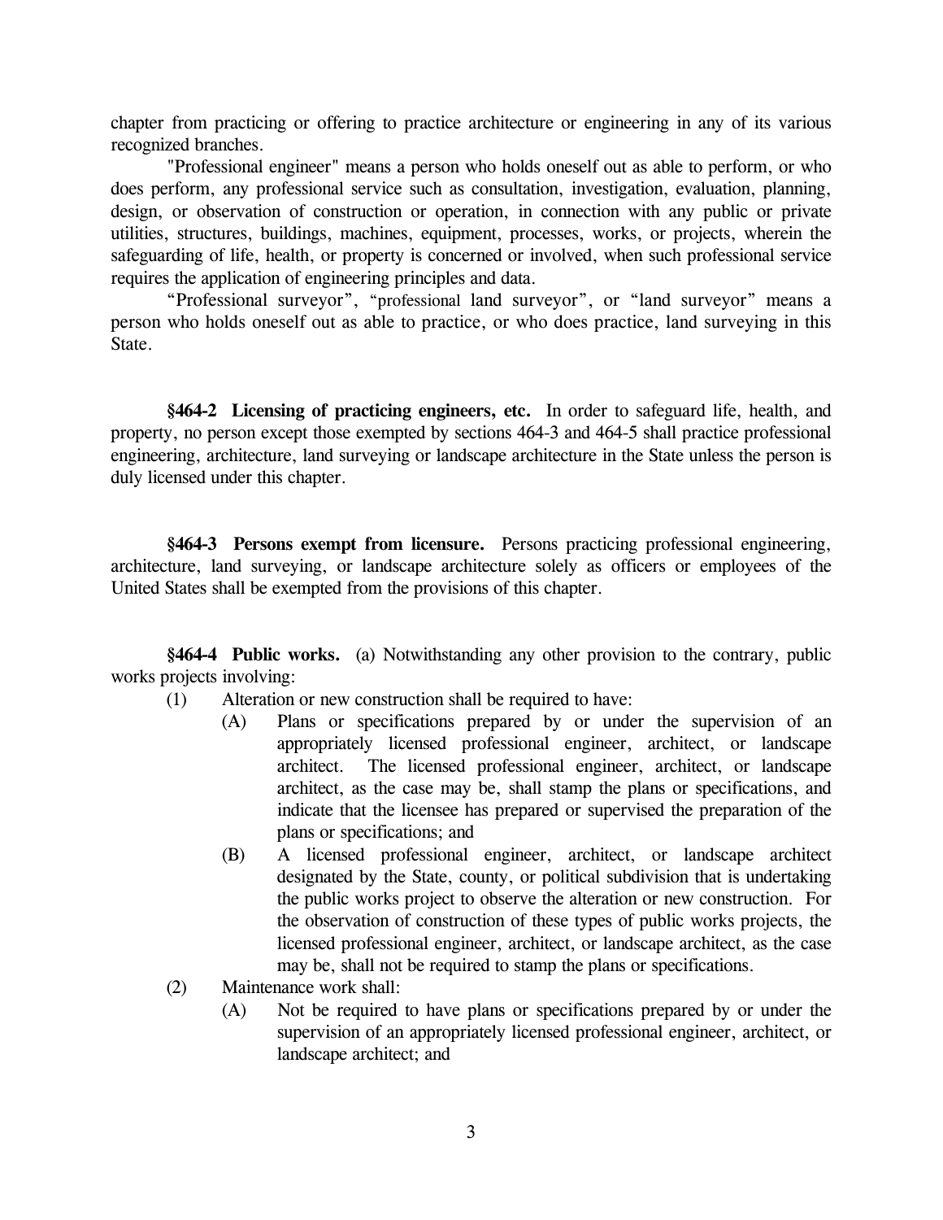chapter from practicing or offering to practice architecture or engineering in any of its various recognized branches.

"Professional engineer" means a person who holds oneself out as able to perform, or who does perform, any professional service such as consultation, investigation, evaluation, planning, design, or observation of construction or operation, in connection with any public or private utilities, structures, buildings, machines, equipment, processes, works, or projects, wherein the safeguarding of life, health, or property is concerned or involved, when such professional service requires the application of engineering principles and data.

"Professional surveyor", "professional land surveyor", or "land surveyor" means a person who holds oneself out as able to practice, or who does practice, land surveying in this State.

**§464-2 Licensing of practicing engineers, etc.** In order to safeguard life, health, and property, no person except those exempted by sections 464-3 and 464-5 shall practice professional engineering, architecture, land surveying or landscape architecture in the State unless the person is duly licensed under this chapter.

**§464-3 Persons exempt from licensure.** Persons practicing professional engineering, architecture, land surveying, or landscape architecture solely as officers or employees of the United States shall be exempted from the provisions of this chapter.

**§464-4 Public works.** (a) Notwithstanding any other provision to the contrary, public works projects involving:

(1) Alteration or new construction shall be required to have:

(A) Plans or specifications prepared by or under the supervision of an appropriately licensed professional engineer, architect, or landscape architect. The licensed professional engineer, architect, or landscape architect, as the case may be, shall stamp the plans or specifications, and indicate that the licensee has prepared or supervised the preparation of the plans or specifications; and

(B) A licensed professional engineer, architect, or landscape architect designated by the State, county, or political subdivision that is undertaking the public works project to observe the alteration or new construction. For the observation of construction of these types of public works projects, the licensed professional engineer, architect, or landscape architect, as the case may be, shall not be required to stamp the plans or specifications.

(2) Maintenance work shall:

(A) Not be required to have plans or specifications prepared by or under the supervision of an appropriately licensed professional engineer, architect, or landscape architect; and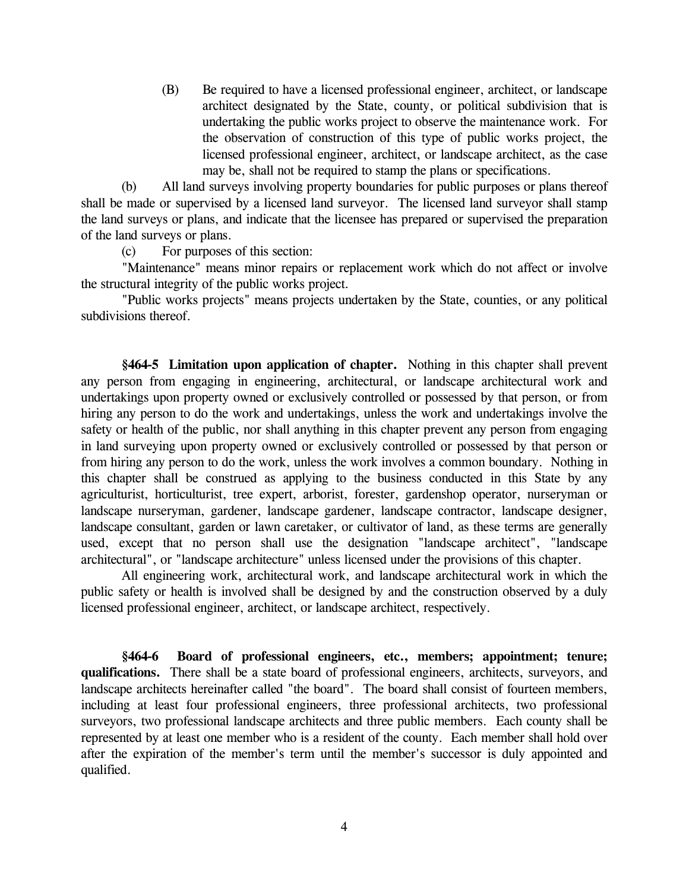(B) Be required to have a licensed professional engineer, architect, or landscape architect designated by the State, county, or political subdivision that is undertaking the public works project to observe the maintenance work. For the observation of construction of this type of public works project, the licensed professional engineer, architect, or landscape architect, as the case may be, shall not be required to stamp the plans or specifications.

(b) All land surveys involving property boundaries for public purposes or plans thereof shall be made or supervised by a licensed land surveyor. The licensed land surveyor shall stamp the land surveys or plans, and indicate that the licensee has prepared or supervised the preparation of the land surveys or plans.

(c) For purposes of this section:

"Maintenance" means minor repairs or replacement work which do not affect or involve the structural integrity of the public works project.

"Public works projects" means projects undertaken by the State, counties, or any political subdivisions thereof.

**§464-5 Limitation upon application of chapter.** Nothing in this chapter shall prevent any person from engaging in engineering, architectural, or landscape architectural work and undertakings upon property owned or exclusively controlled or possessed by that person, or from hiring any person to do the work and undertakings, unless the work and undertakings involve the safety or health of the public, nor shall anything in this chapter prevent any person from engaging in land surveying upon property owned or exclusively controlled or possessed by that person or from hiring any person to do the work, unless the work involves a common boundary. Nothing in this chapter shall be construed as applying to the business conducted in this State by any agriculturist, horticulturist, tree expert, arborist, forester, gardenshop operator, nurseryman or landscape nurseryman, gardener, landscape gardener, landscape contractor, landscape designer, landscape consultant, garden or lawn caretaker, or cultivator of land, as these terms are generally used, except that no person shall use the designation "landscape architect", "landscape architectural", or "landscape architecture" unless licensed under the provisions of this chapter.

All engineering work, architectural work, and landscape architectural work in which the public safety or health is involved shall be designed by and the construction observed by a duly licensed professional engineer, architect, or landscape architect, respectively.

**§464-6 Board of professional engineers, etc., members; appointment; tenure; qualifications.** There shall be a state board of professional engineers, architects, surveyors, and landscape architects hereinafter called "the board". The board shall consist of fourteen members, including at least four professional engineers, three professional architects, two professional surveyors, two professional landscape architects and three public members. Each county shall be represented by at least one member who is a resident of the county. Each member shall hold over after the expiration of the member's term until the member's successor is duly appointed and qualified.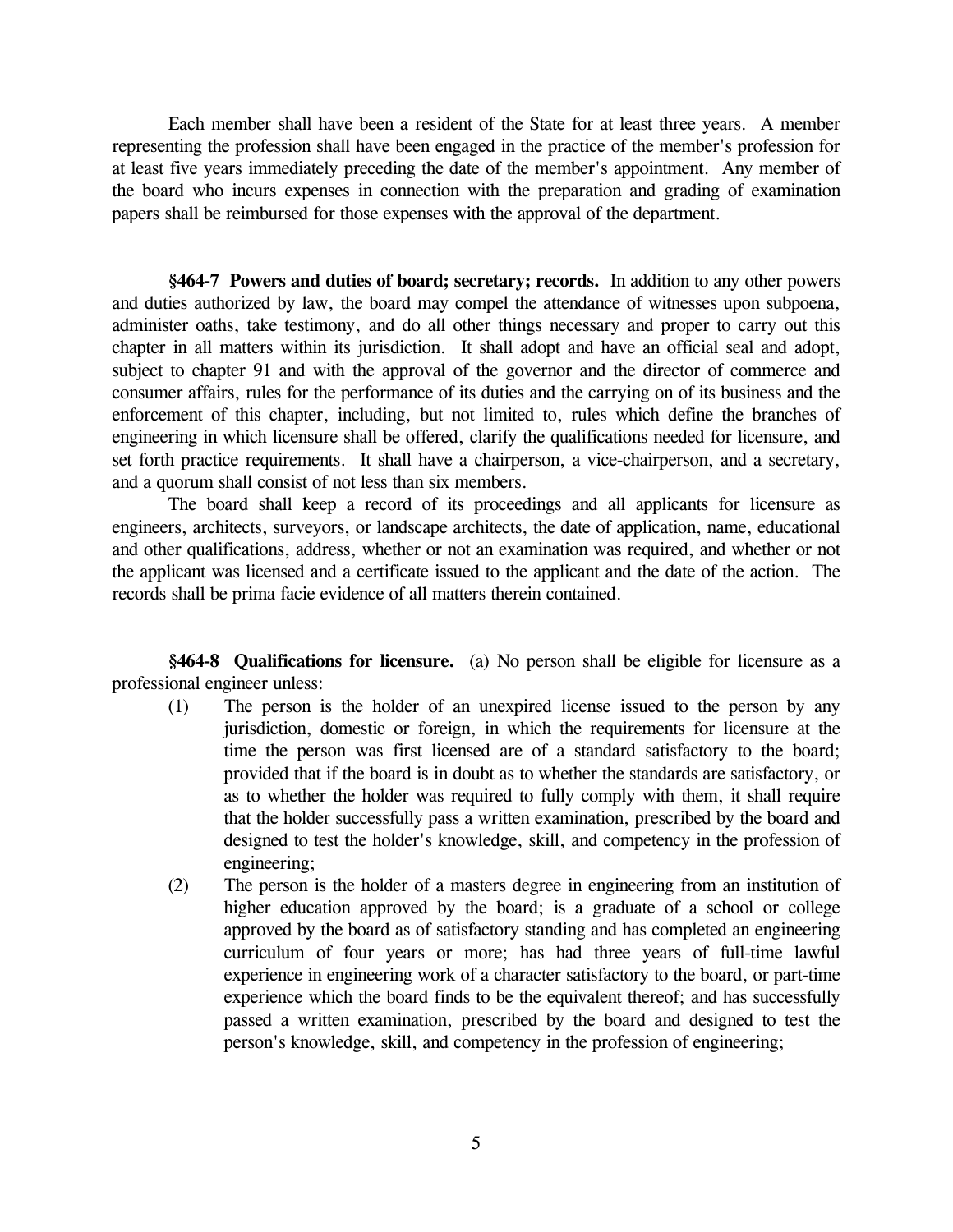Each member shall have been a resident of the State for at least three years. A member representing the profession shall have been engaged in the practice of the member's profession for at least five years immediately preceding the date of the member's appointment. Any member of the board who incurs expenses in connection with the preparation and grading of examination papers shall be reimbursed for those expenses with the approval of the department.

**§464-7 Powers and duties of board; secretary; records.** In addition to any other powers and duties authorized by law, the board may compel the attendance of witnesses upon subpoena, administer oaths, take testimony, and do all other things necessary and proper to carry out this chapter in all matters within its jurisdiction. It shall adopt and have an official seal and adopt, subject to chapter 91 and with the approval of the governor and the director of commerce and consumer affairs, rules for the performance of its duties and the carrying on of its business and the enforcement of this chapter, including, but not limited to, rules which define the branches of engineering in which licensure shall be offered, clarify the qualifications needed for licensure, and set forth practice requirements. It shall have a chairperson, a vice-chairperson, and a secretary, and a quorum shall consist of not less than six members.

The board shall keep a record of its proceedings and all applicants for licensure as engineers, architects, surveyors, or landscape architects, the date of application, name, educational and other qualifications, address, whether or not an examination was required, and whether or not the applicant was licensed and a certificate issued to the applicant and the date of the action. The records shall be prima facie evidence of all matters therein contained.

**§464-8 Qualifications for licensure.** (a) No person shall be eligible for licensure as a professional engineer unless:

(1) The person is the holder of an unexpired license issued to the person by any jurisdiction, domestic or foreign, in which the requirements for licensure at the time the person was first licensed are of a standard satisfactory to the board; provided that if the board is in doubt as to whether the standards are satisfactory, or as to whether the holder was required to fully comply with them, it shall require that the holder successfully pass a written examination, prescribed by the board and designed to test the holder's knowledge, skill, and competency in the profession of engineering;

(2) The person is the holder of a masters degree in engineering from an institution of higher education approved by the board; is a graduate of a school or college approved by the board as of satisfactory standing and has completed an engineering curriculum of four years or more; has had three years of full-time lawful experience in engineering work of a character satisfactory to the board, or part-time experience which the board finds to be the equivalent thereof; and has successfully passed a written examination, prescribed by the board and designed to test the person's knowledge, skill, and competency in the profession of engineering;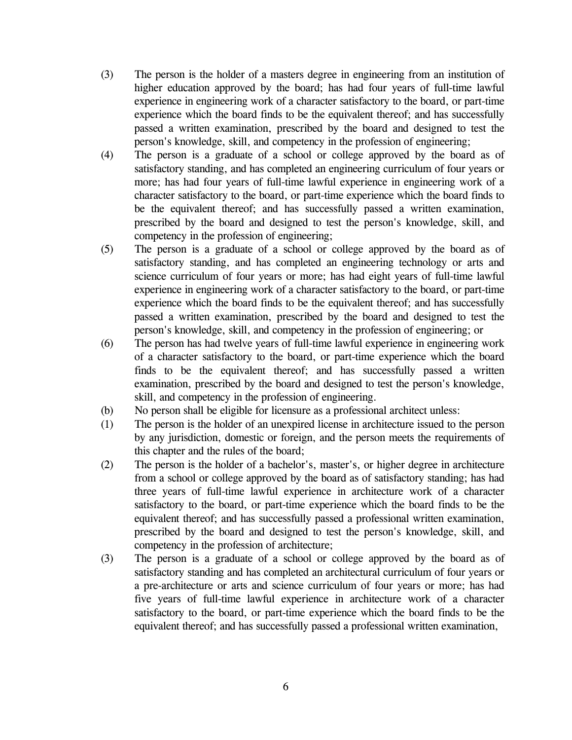(3) The person is the holder of a masters degree in engineering from an institution of higher education approved by the board; has had four years of full-time lawful experience in engineering work of a character satisfactory to the board, or part-time experience which the board finds to be the equivalent thereof; and has successfully passed a written examination, prescribed by the board and designed to test the person's knowledge, skill, and competency in the profession of engineering;

(4) The person is a graduate of a school or college approved by the board as of satisfactory standing, and has completed an engineering curriculum of four years or more; has had four years of full-time lawful experience in engineering work of a character satisfactory to the board, or part-time experience which the board finds to be the equivalent thereof; and has successfully passed a written examination, prescribed by the board and designed to test the person's knowledge, skill, and competency in the profession of engineering;

(5) The person is a graduate of a school or college approved by the board as of satisfactory standing, and has completed an engineering technology or arts and science curriculum of four years or more; has had eight years of full-time lawful experience in engineering work of a character satisfactory to the board, or part-time experience which the board finds to be the equivalent thereof; and has successfully passed a written examination, prescribed by the board and designed to test the person's knowledge, skill, and competency in the profession of engineering; or

(6) The person has had twelve years of full-time lawful experience in engineering work of a character satisfactory to the board, or part-time experience which the board finds to be the equivalent thereof; and has successfully passed a written examination, prescribed by the board and designed to test the person's knowledge, skill, and competency in the profession of engineering.

(b) No person shall be eligible for licensure as a professional architect unless:

(1) The person is the holder of an unexpired license in architecture issued to the person by any jurisdiction, domestic or foreign, and the person meets the requirements of this chapter and the rules of the board;

(2) The person is the holder of a bachelor's, master's, or higher degree in architecture from a school or college approved by the board as of satisfactory standing; has had three years of full-time lawful experience in architecture work of a character satisfactory to the board, or part-time experience which the board finds to be the equivalent thereof; and has successfully passed a professional written examination, prescribed by the board and designed to test the person's knowledge, skill, and competency in the profession of architecture;

(3) The person is a graduate of a school or college approved by the board as of satisfactory standing and has completed an architectural curriculum of four years or a pre-architecture or arts and science curriculum of four years or more; has had five years of full-time lawful experience in architecture work of a character satisfactory to the board, or part-time experience which the board finds to be the equivalent thereof; and has successfully passed a professional written examination,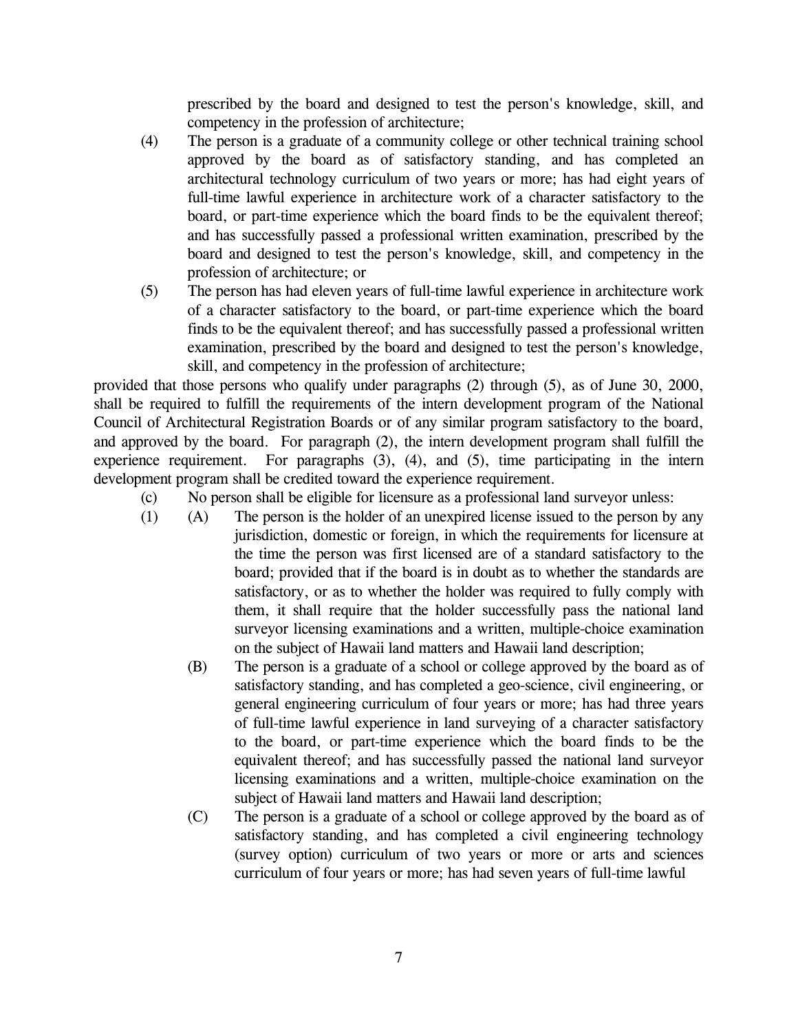prescribed by the board and designed to test the person's knowledge, skill, and competency in the profession of architecture;

(4) The person is a graduate of a community college or other technical training school approved by the board as of satisfactory standing, and has completed an architectural technology curriculum of two years or more; has had eight years of full-time lawful experience in architecture work of a character satisfactory to the board, or part-time experience which the board finds to be the equivalent thereof; and has successfully passed a professional written examination, prescribed by the board and designed to test the person's knowledge, skill, and competency in the profession of architecture; or

(5) The person has had eleven years of full-time lawful experience in architecture work of a character satisfactory to the board, or part-time experience which the board finds to be the equivalent thereof; and has successfully passed a professional written examination, prescribed by the board and designed to test the person's knowledge, skill, and competency in the profession of architecture;

provided that those persons who qualify under paragraphs (2) through (5), as of June 30, 2000, shall be required to fulfill the requirements of the intern development program of the National Council of Architectural Registration Boards or of any similar program satisfactory to the board, and approved by the board. For paragraph (2), the intern development program shall fulfill the experience requirement. For paragraphs (3), (4), and (5), time participating in the intern development program shall be credited toward the experience requirement.

(c) No person shall be eligible for licensure as a professional land surveyor unless:

(1) (A) The person is the holder of an unexpired license issued to the person by any jurisdiction, domestic or foreign, in which the requirements for licensure at the time the person was first licensed are of a standard satisfactory to the board; provided that if the board is in doubt as to whether the standards are satisfactory, or as to whether the holder was required to fully comply with them, it shall require that the holder successfully pass the national land surveyor licensing examinations and a written, multiple-choice examination on the subject of Hawaii land matters and Hawaii land description;

(B) The person is a graduate of a school or college approved by the board as of satisfactory standing, and has completed a geo-science, civil engineering, or general engineering curriculum of four years or more; has had three years of full-time lawful experience in land surveying of a character satisfactory to the board, or part-time experience which the board finds to be the equivalent thereof; and has successfully passed the national land surveyor licensing examinations and a written, multiple-choice examination on the subject of Hawaii land matters and Hawaii land description;

(C) The person is a graduate of a school or college approved by the board as of satisfactory standing, and has completed a civil engineering technology (survey option) curriculum of two years or more or arts and sciences curriculum of four years or more; has had seven years of full-time lawful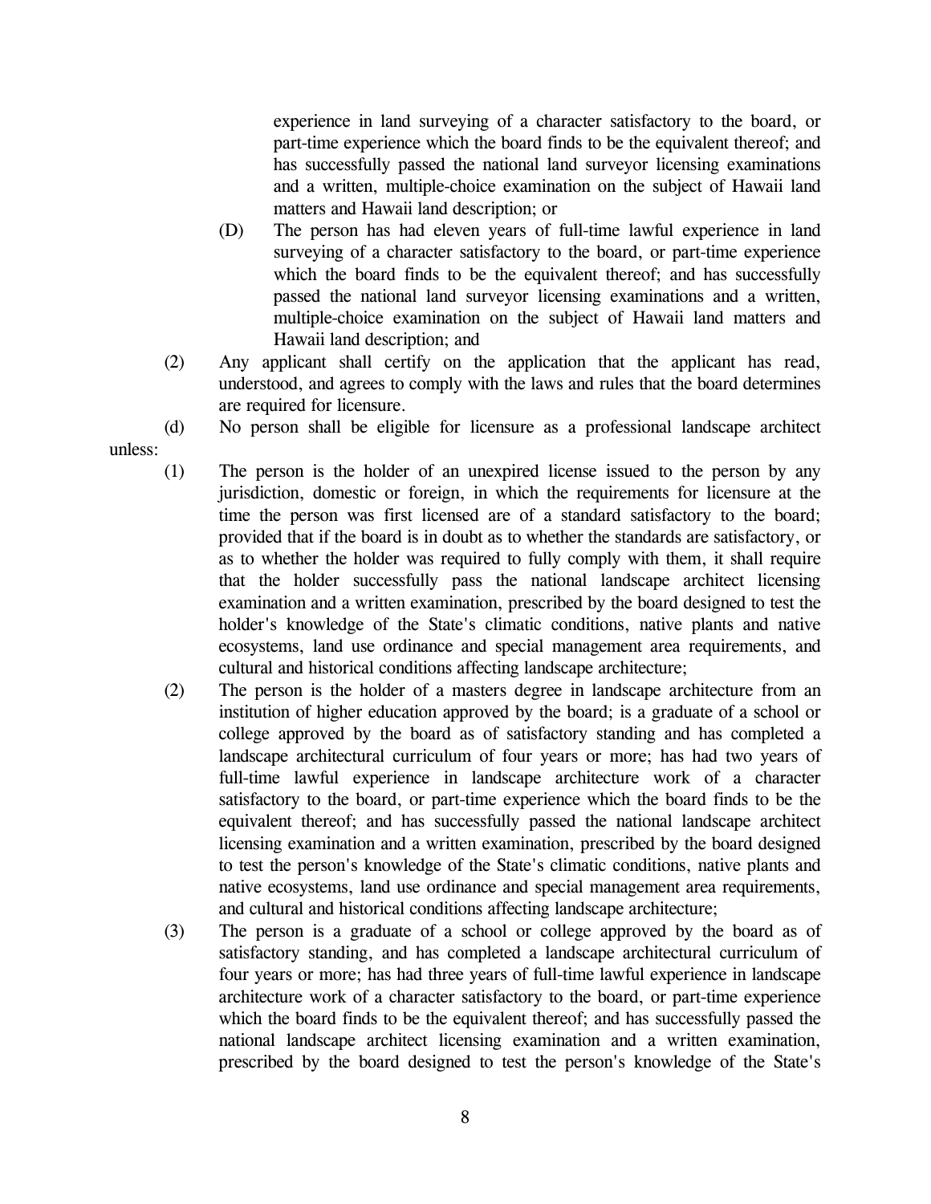experience in land surveying of a character satisfactory to the board, or part-time experience which the board finds to be the equivalent thereof; and has successfully passed the national land surveyor licensing examinations and a written, multiple-choice examination on the subject of Hawaii land matters and Hawaii land description; or

(D) The person has had eleven years of full-time lawful experience in land surveying of a character satisfactory to the board, or part-time experience which the board finds to be the equivalent thereof; and has successfully passed the national land surveyor licensing examinations and a written, multiple-choice examination on the subject of Hawaii land matters and Hawaii land description; and

(2) Any applicant shall certify on the application that the applicant has read, understood, and agrees to comply with the laws and rules that the board determines are required for licensure.

(d) No person shall be eligible for licensure as a professional landscape architect unless:

(1) The person is the holder of an unexpired license issued to the person by any jurisdiction, domestic or foreign, in which the requirements for licensure at the time the person was first licensed are of a standard satisfactory to the board; provided that if the board is in doubt as to whether the standards are satisfactory, or as to whether the holder was required to fully comply with them, it shall require that the holder successfully pass the national landscape architect licensing examination and a written examination, prescribed by the board designed to test the holder's knowledge of the State's climatic conditions, native plants and native ecosystems, land use ordinance and special management area requirements, and cultural and historical conditions affecting landscape architecture;

(2) The person is the holder of a masters degree in landscape architecture from an institution of higher education approved by the board; is a graduate of a school or college approved by the board as of satisfactory standing and has completed a landscape architectural curriculum of four years or more; has had two years of full-time lawful experience in landscape architecture work of a character satisfactory to the board, or part-time experience which the board finds to be the equivalent thereof; and has successfully passed the national landscape architect licensing examination and a written examination, prescribed by the board designed to test the person's knowledge of the State's climatic conditions, native plants and native ecosystems, land use ordinance and special management area requirements, and cultural and historical conditions affecting landscape architecture;

(3) The person is a graduate of a school or college approved by the board as of satisfactory standing, and has completed a landscape architectural curriculum of four years or more; has had three years of full-time lawful experience in landscape architecture work of a character satisfactory to the board, or part-time experience which the board finds to be the equivalent thereof; and has successfully passed the national landscape architect licensing examination and a written examination, prescribed by the board designed to test the person's knowledge of the State's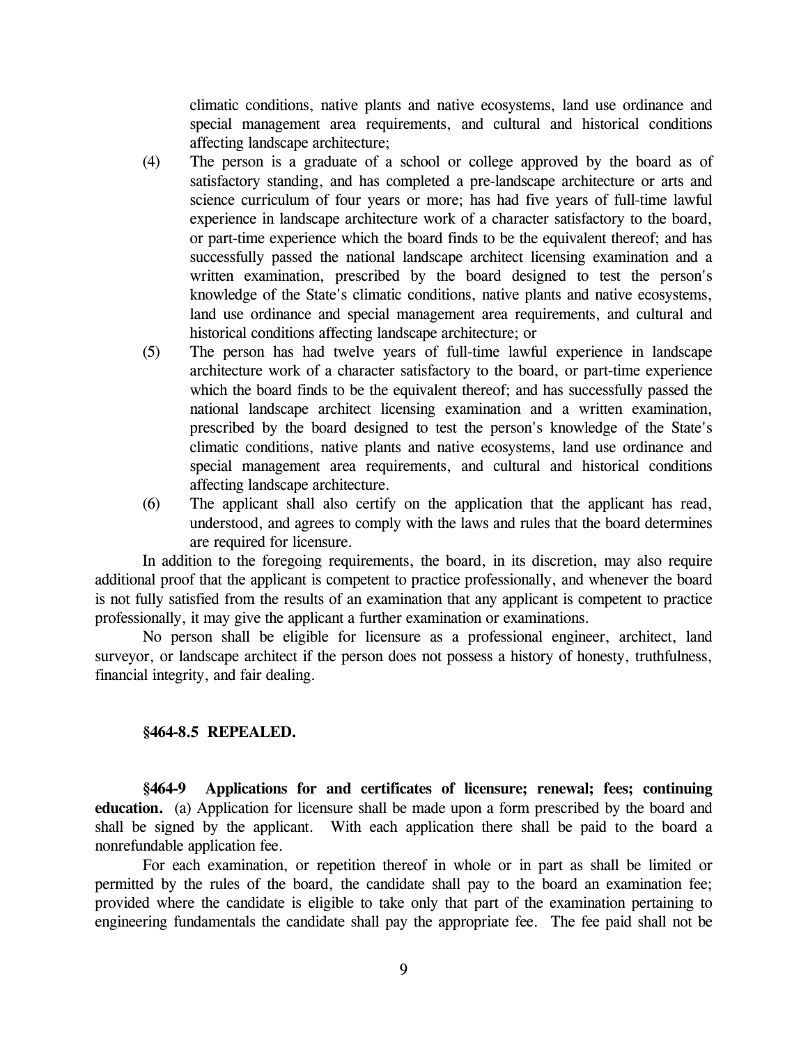climatic conditions, native plants and native ecosystems, land use ordinance and special management area requirements, and cultural and historical conditions affecting landscape architecture;

(4) The person is a graduate of a school or college approved by the board as of satisfactory standing, and has completed a pre-landscape architecture or arts and science curriculum of four years or more; has had five years of full-time lawful experience in landscape architecture work of a character satisfactory to the board, or part-time experience which the board finds to be the equivalent thereof; and has successfully passed the national landscape architect licensing examination and a written examination, prescribed by the board designed to test the person's knowledge of the State's climatic conditions, native plants and native ecosystems, land use ordinance and special management area requirements, and cultural and historical conditions affecting landscape architecture; or

(5) The person has had twelve years of full-time lawful experience in landscape architecture work of a character satisfactory to the board, or part-time experience which the board finds to be the equivalent thereof; and has successfully passed the national landscape architect licensing examination and a written examination, prescribed by the board designed to test the person's knowledge of the State's climatic conditions, native plants and native ecosystems, land use ordinance and special management area requirements, and cultural and historical conditions affecting landscape architecture.

(6) The applicant shall also certify on the application that the applicant has read, understood, and agrees to comply with the laws and rules that the board determines are required for licensure.

In addition to the foregoing requirements, the board, in its discretion, may also require additional proof that the applicant is competent to practice professionally, and whenever the board is not fully satisfied from the results of an examination that any applicant is competent to practice professionally, it may give the applicant a further examination or examinations.

No person shall be eligible for licensure as a professional engineer, architect, land surveyor, or landscape architect if the person does not possess a history of honesty, truthfulness, financial integrity, and fair dealing.

**§464-8.5 REPEALED.**

**§464-9 Applications for and certificates of licensure; renewal; fees; continuing education.** (a) Application for licensure shall be made upon a form prescribed by the board and shall be signed by the applicant. With each application there shall be paid to the board a nonrefundable application fee.

For each examination, or repetition thereof in whole or in part as shall be limited or permitted by the rules of the board, the candidate shall pay to the board an examination fee; provided where the candidate is eligible to take only that part of the examination pertaining to engineering fundamentals the candidate shall pay the appropriate fee. The fee paid shall not be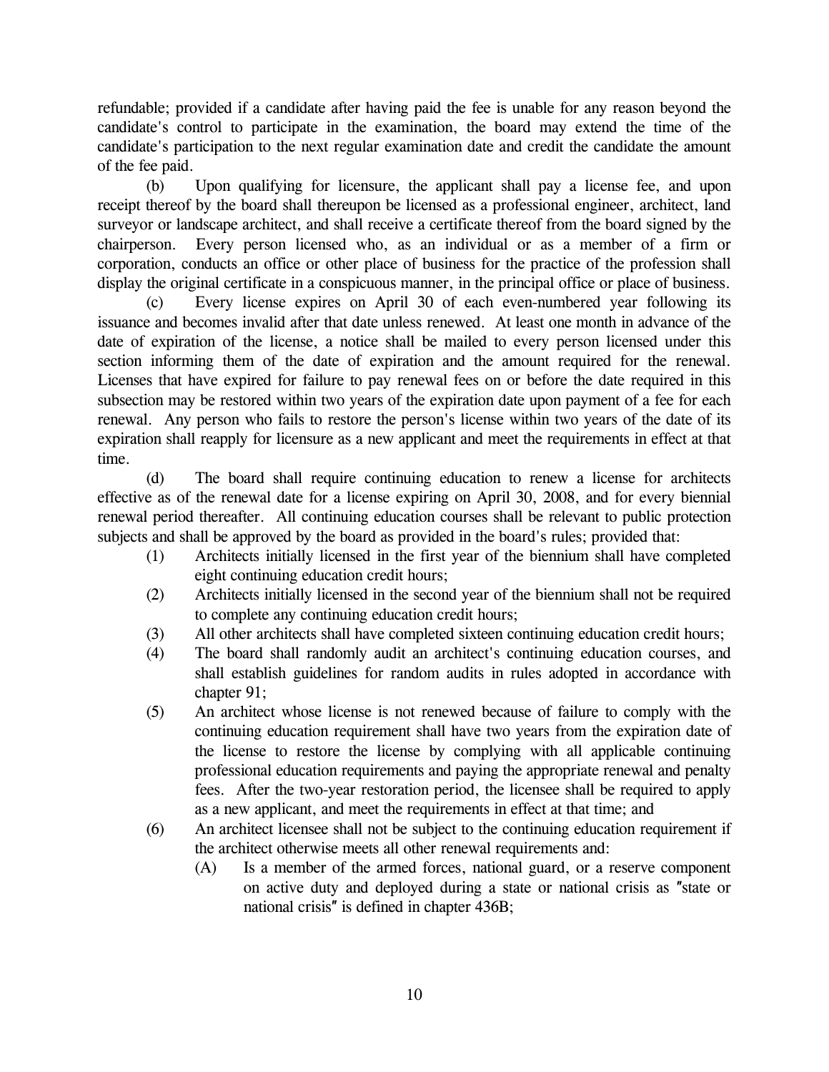refundable; provided if a candidate after having paid the fee is unable for any reason beyond the candidate's control to participate in the examination, the board may extend the time of the candidate's participation to the next regular examination date and credit the candidate the amount of the fee paid.

(b) Upon qualifying for licensure, the applicant shall pay a license fee, and upon receipt thereof by the board shall thereupon be licensed as a professional engineer, architect, land surveyor or landscape architect, and shall receive a certificate thereof from the board signed by the chairperson. Every person licensed who, as an individual or as a member of a firm or corporation, conducts an office or other place of business for the practice of the profession shall display the original certificate in a conspicuous manner, in the principal office or place of business.

(c) Every license expires on April 30 of each even-numbered year following its issuance and becomes invalid after that date unless renewed. At least one month in advance of the date of expiration of the license, a notice shall be mailed to every person licensed under this section informing them of the date of expiration and the amount required for the renewal. Licenses that have expired for failure to pay renewal fees on or before the date required in this subsection may be restored within two years of the expiration date upon payment of a fee for each renewal. Any person who fails to restore the person's license within two years of the date of its expiration shall reapply for licensure as a new applicant and meet the requirements in effect at that time.

(d) The board shall require continuing education to renew a license for architects effective as of the renewal date for a license expiring on April 30, 2008, and for every biennial renewal period thereafter. All continuing education courses shall be relevant to public protection subjects and shall be approved by the board as provided in the board's rules; provided that:

(1) Architects initially licensed in the first year of the biennium shall have completed eight continuing education credit hours;

(2) Architects initially licensed in the second year of the biennium shall not be required to complete any continuing education credit hours;

(3) All other architects shall have completed sixteen continuing education credit hours;

(4) The board shall randomly audit an architect's continuing education courses, and shall establish guidelines for random audits in rules adopted in accordance with chapter 91;

(5) An architect whose license is not renewed because of failure to comply with the continuing education requirement shall have two years from the expiration date of the license to restore the license by complying with all applicable continuing professional education requirements and paying the appropriate renewal and penalty fees. After the two-year restoration period, the licensee shall be required to apply as a new applicant, and meet the requirements in effect at that time; and

(6) An architect licensee shall not be subject to the continuing education requirement if the architect otherwise meets all other renewal requirements and:

(A) Is a member of the armed forces, national guard, or a reserve component on active duty and deployed during a state or national crisis as "state or national crisis" is defined in chapter 436B;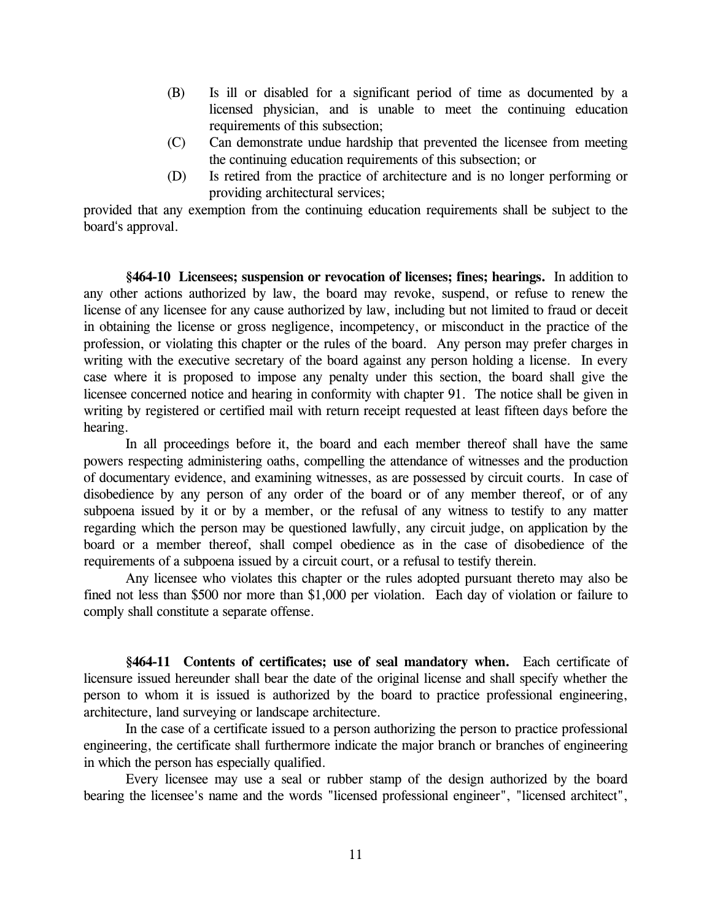(B) Is ill or disabled for a significant period of time as documented by a licensed physician, and is unable to meet the continuing education requirements of this subsection;

(C) Can demonstrate undue hardship that prevented the licensee from meeting the continuing education requirements of this subsection; or

(D) Is retired from the practice of architecture and is no longer performing or providing architectural services;

provided that any exemption from the continuing education requirements shall be subject to the board's approval.

**§464-10 Licensees; suspension or revocation of licenses; fines; hearings.** In addition to any other actions authorized by law, the board may revoke, suspend, or refuse to renew the license of any licensee for any cause authorized by law, including but not limited to fraud or deceit in obtaining the license or gross negligence, incompetency, or misconduct in the practice of the profession, or violating this chapter or the rules of the board. Any person may prefer charges in writing with the executive secretary of the board against any person holding a license. In every case where it is proposed to impose any penalty under this section, the board shall give the licensee concerned notice and hearing in conformity with chapter 91. The notice shall be given in writing by registered or certified mail with return receipt requested at least fifteen days before the hearing.

In all proceedings before it, the board and each member thereof shall have the same powers respecting administering oaths, compelling the attendance of witnesses and the production of documentary evidence, and examining witnesses, as are possessed by circuit courts. In case of disobedience by any person of any order of the board or of any member thereof, or of any subpoena issued by it or by a member, or the refusal of any witness to testify to any matter regarding which the person may be questioned lawfully, any circuit judge, on application by the board or a member thereof, shall compel obedience as in the case of disobedience of the requirements of a subpoena issued by a circuit court, or a refusal to testify therein.

Any licensee who violates this chapter or the rules adopted pursuant thereto may also be fined not less than $500 nor more than $1,000 per violation. Each day of violation or failure to comply shall constitute a separate offense.

**§464-11 Contents of certificates; use of seal mandatory when.** Each certificate of licensure issued hereunder shall bear the date of the original license and shall specify whether the person to whom it is issued is authorized by the board to practice professional engineering, architecture, land surveying or landscape architecture.

In the case of a certificate issued to a person authorizing the person to practice professional engineering, the certificate shall furthermore indicate the major branch or branches of engineering in which the person has especially qualified.

Every licensee may use a seal or rubber stamp of the design authorized by the board bearing the licensee's name and the words "licensed professional engineer", "licensed architect",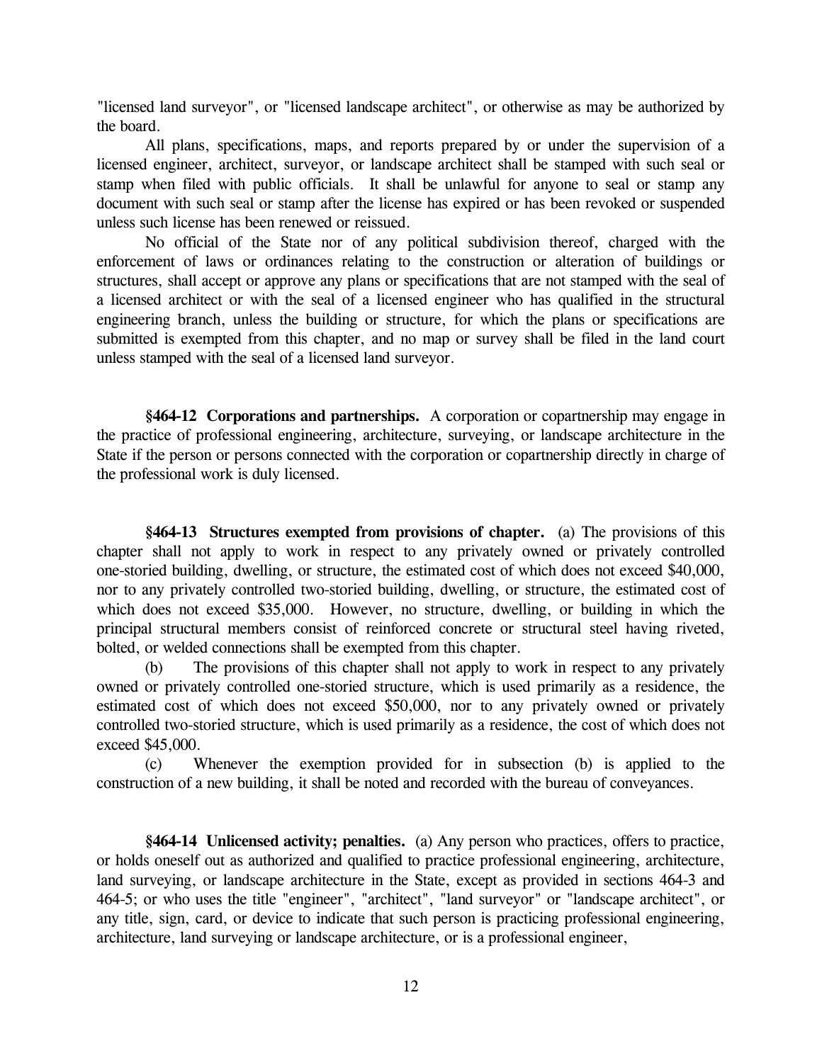"licensed land surveyor", or "licensed landscape architect", or otherwise as may be authorized by the board.

All plans, specifications, maps, and reports prepared by or under the supervision of a licensed engineer, architect, surveyor, or landscape architect shall be stamped with such seal or stamp when filed with public officials. It shall be unlawful for anyone to seal or stamp any document with such seal or stamp after the license has expired or has been revoked or suspended unless such license has been renewed or reissued.

No official of the State nor of any political subdivision thereof, charged with the enforcement of laws or ordinances relating to the construction or alteration of buildings or structures, shall accept or approve any plans or specifications that are not stamped with the seal of a licensed architect or with the seal of a licensed engineer who has qualified in the structural engineering branch, unless the building or structure, for which the plans or specifications are submitted is exempted from this chapter, and no map or survey shall be filed in the land court unless stamped with the seal of a licensed land surveyor.

**§464-12 Corporations and partnerships.** A corporation or copartnership may engage in the practice of professional engineering, architecture, surveying, or landscape architecture in the State if the person or persons connected with the corporation or copartnership directly in charge of the professional work is duly licensed.

**§464-13 Structures exempted from provisions of chapter.** (a) The provisions of this chapter shall not apply to work in respect to any privately owned or privately controlled one-storied building, dwelling, or structure, the estimated cost of which does not exceed $40,000, nor to any privately controlled two-storied building, dwelling, or structure, the estimated cost of which does not exceed $35,000. However, no structure, dwelling, or building in which the principal structural members consist of reinforced concrete or structural steel having riveted, bolted, or welded connections shall be exempted from this chapter.

(b) The provisions of this chapter shall not apply to work in respect to any privately owned or privately controlled one-storied structure, which is used primarily as a residence, the estimated cost of which does not exceed $50,000, nor to any privately owned or privately controlled two-storied structure, which is used primarily as a residence, the cost of which does not exceed $45,000.

(c) Whenever the exemption provided for in subsection (b) is applied to the construction of a new building, it shall be noted and recorded with the bureau of conveyances.

**§464-14 Unlicensed activity; penalties.** (a) Any person who practices, offers to practice, or holds oneself out as authorized and qualified to practice professional engineering, architecture, land surveying, or landscape architecture in the State, except as provided in sections 464-3 and 464-5; or who uses the title "engineer", "architect", "land surveyor" or "landscape architect", or any title, sign, card, or device to indicate that such person is practicing professional engineering, architecture, land surveying or landscape architecture, or is a professional engineer,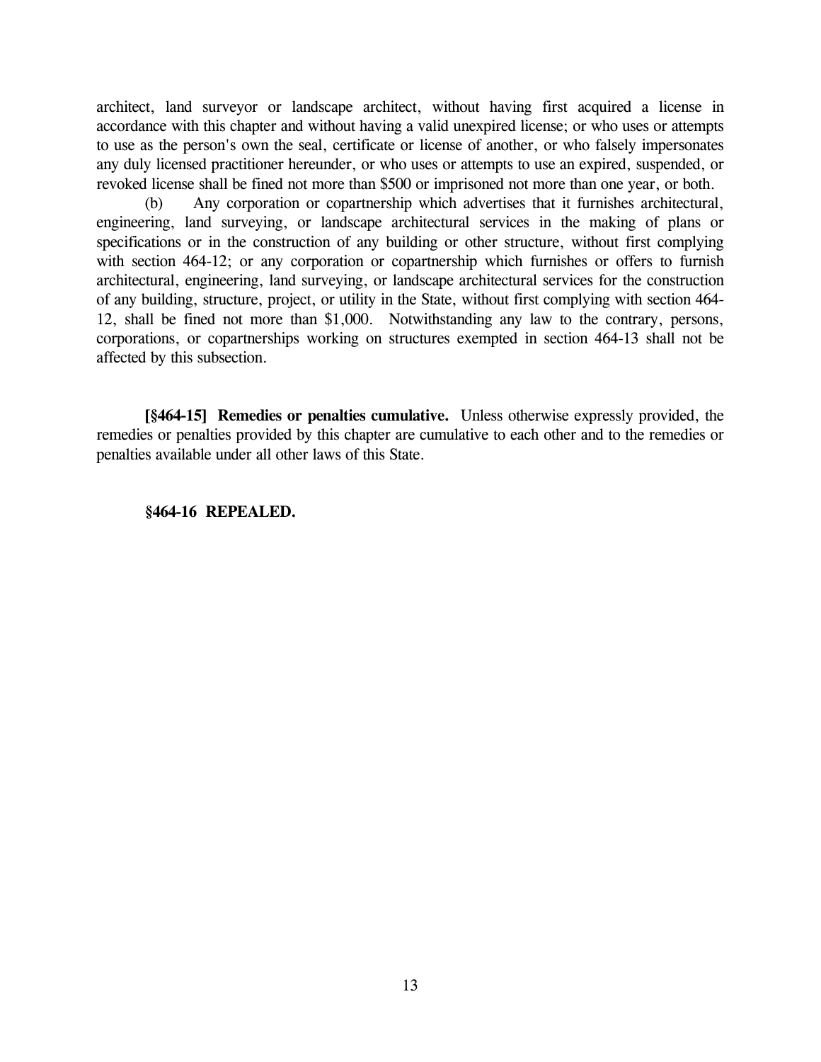architect, land surveyor or landscape architect, without having first acquired a license in accordance with this chapter and without having a valid unexpired license; or who uses or attempts to use as the person's own the seal, certificate or license of another, or who falsely impersonates any duly licensed practitioner hereunder, or who uses or attempts to use an expired, suspended, or revoked license shall be fined not more than $500 or imprisoned not more than one year, or both.

(b) Any corporation or copartnership which advertises that it furnishes architectural, engineering, land surveying, or landscape architectural services in the making of plans or specifications or in the construction of any building or other structure, without first complying with section 464-12; or any corporation or copartnership which furnishes or offers to furnish architectural, engineering, land surveying, or landscape architectural services for the construction of any building, structure, project, or utility in the State, without first complying with section 464-12, shall be fined not more than $1,000. Notwithstanding any law to the contrary, persons, corporations, or copartnerships working on structures exempted in section 464-13 shall not be affected by this subsection.

**[§464-15] Remedies or penalties cumulative.** Unless otherwise expressly provided, the remedies or penalties provided by this chapter are cumulative to each other and to the remedies or penalties available under all other laws of this State.

**§464-16 REPEALED.**